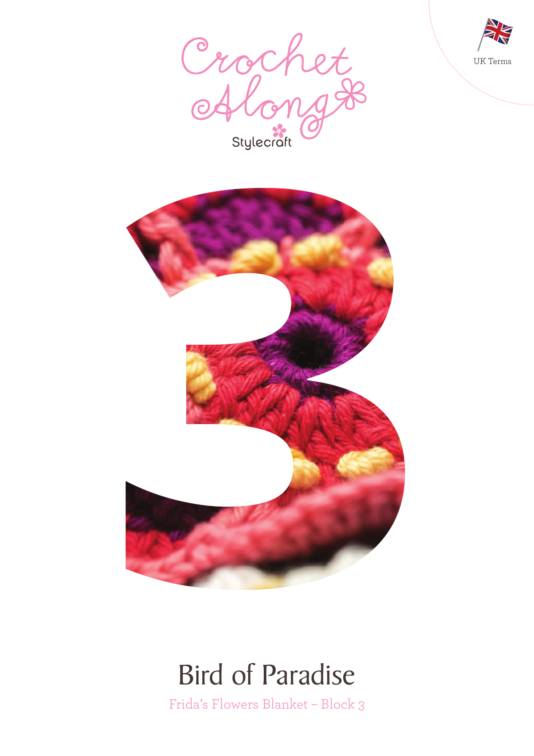Crochet Along

Stylecraft

UK Terms

3

# Bird of Paradise

Frida's Flowers Blanket – Block 3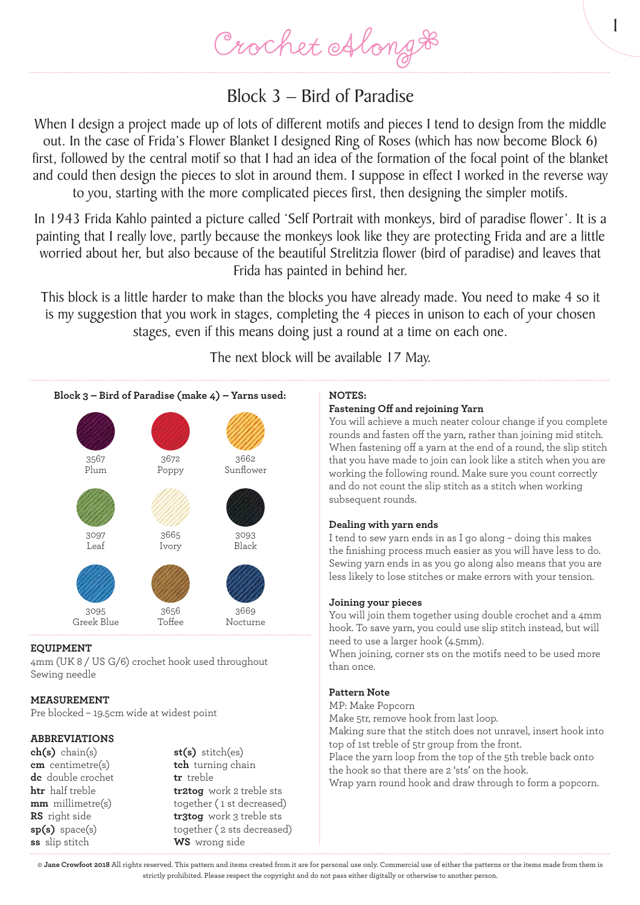# Block 3 – Bird of Paradise

When I design a project made up of lots of different motifs and pieces I tend to design from the middle out. In the case of Frida's Flower Blanket I designed Ring of Roses (which has now become Block 6) first, followed by the central motif so that I had an idea of the formation of the focal point of the blanket and could then design the pieces to slot in around them. I suppose in effect I worked in the reverse way to you, starting with the more complicated pieces first, then designing the simpler motifs.

In 1943 Frida Kahlo painted a picture called 'Self Portrait with monkeys, bird of paradise flower'. It is a painting that I really love, partly because the monkeys look like they are protecting Frida and are a little worried about her, but also because of the beautiful Strelitzia flower (bird of paradise) and leaves that Frida has painted in behind her.

This block is a little harder to make than the blocks you have already made. You need to make 4 so it is my suggestion that you work in stages, completing the 4 pieces in unison to each of your chosen stages, even if this means doing just a round at a time on each one.

The next block will be available 17 May.

**Block 3 – Bird of Paradise (make 4) – Yarns used:**

- 3567 Plum
- 3672 Poppy
- 3662 Sunflower
- 3097 Leaf
- 3665 Ivory
- 3093 Black
- 3095 Greek Blue
- 3656 Toffee
- 3669 Nocturne

**EQUIPMENT**

4mm (UK 8 / US G/6) crochet hook used throughout
Sewing needle

**MEASUREMENT**

Pre blocked – 19.5cm wide at widest point

**ABBREVIATIONS**

**ch(s)** chain(s)
**cm** centimetre(s)
**dc** double crochet
**htr** half treble
**mm** millimetre(s)
**RS** right side
**sp(s)** space(s)
**ss** slip stitch
**st(s)** stitch(es)
**tch** turning chain
**tr** treble
**tr2tog** work 2 treble sts together (1 st decreased)
**tr3tog** work 3 treble sts together (2 sts decreased)
**WS** wrong side

**NOTES:**

**Fastening Off and rejoining Yarn**

You will achieve a much neater colour change if you complete rounds and fasten off the yarn, rather than joining mid stitch. When fastening off a yarn at the end of a round, the slip stitch that you have made to join can look like a stitch when you are working the following round. Make sure you count correctly and do not count the slip stitch as a stitch when working subsequent rounds.

**Dealing with yarn ends**

I tend to sew yarn ends in as I go along – doing this makes the finishing process much easier as you will have less to do. Sewing yarn ends in as you go along also means that you are less likely to lose stitches or make errors with your tension.

**Joining your pieces**

You will join them together using double crochet and a 4mm hook. To save yarn, you could use slip stitch instead, but will need to use a larger hook (4.5mm).
When joining, corner sts on the motifs need to be used more than once.

**Pattern Note**

MP: Make Popcorn
Make 5tr, remove hook from last loop.
Making sure that the stitch does not unravel, insert hook into top of 1st treble of 5tr group from the front.
Place the yarn loop from the top of the 5th treble back onto the hook so that there are 2 'sts' on the hook.
Wrap yarn round hook and draw through to form a popcorn.

© **Jane Crowfoot 2018** All rights reserved. This pattern and items created from it are for personal use only. Commercial use of either the patterns or the items made from them is strictly prohibited. Please respect the copyright and do not pass either digitally or otherwise to another person.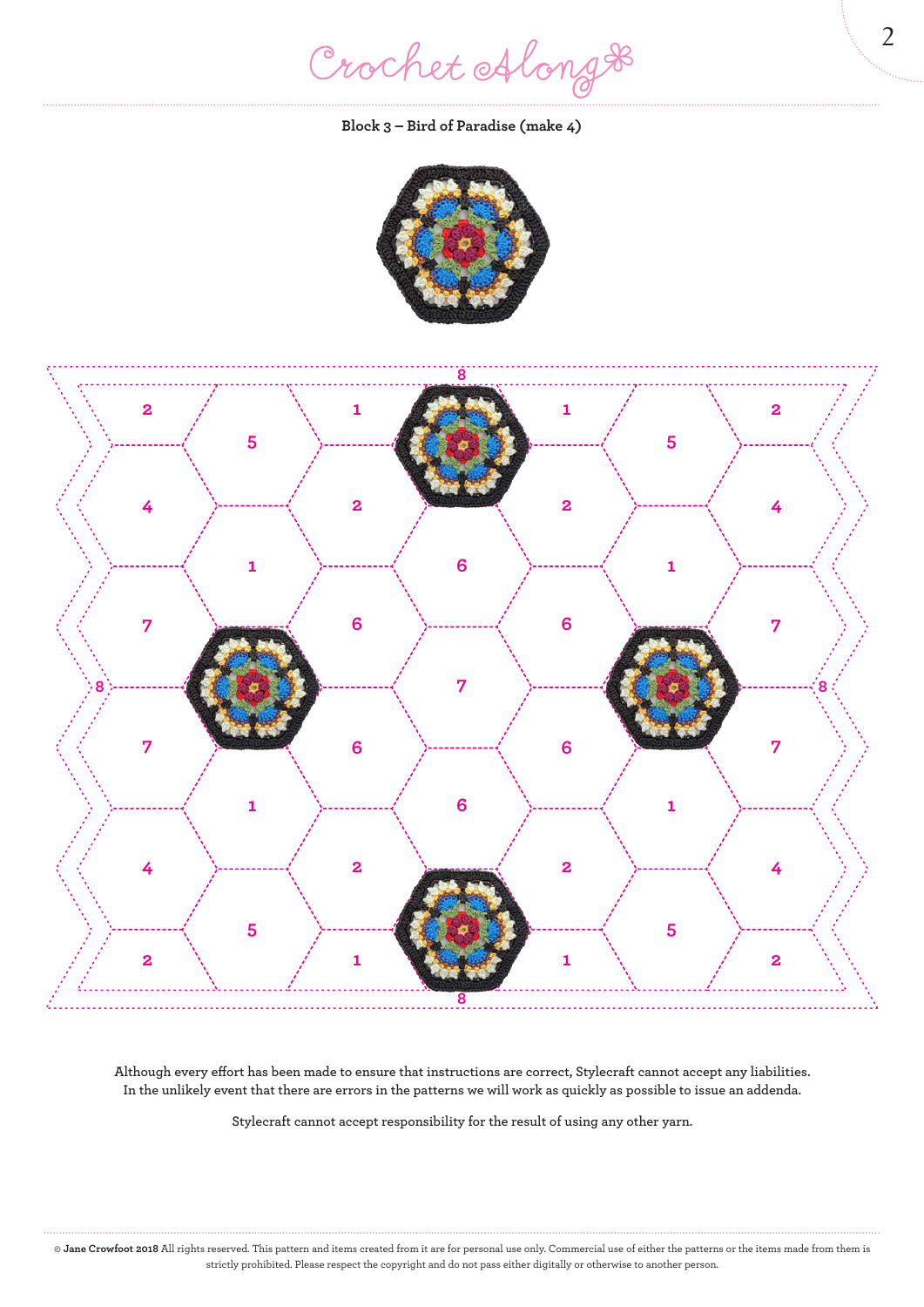**Block 3 – Bird of Paradise (make 4)**

Although every effort has been made to ensure that instructions are correct, Stylecraft cannot accept any liabilities. In the unlikely event that there are errors in the patterns we will work as quickly as possible to issue an addenda.

Stylecraft cannot accept responsibility for the result of using any other yarn.

© **Jane Crowfoot 2018** All rights reserved. This pattern and items created from it are for personal use only. Commercial use of either the patterns or the items made from them is strictly prohibited. Please respect the copyright and do not pass either digitally or otherwise to another person.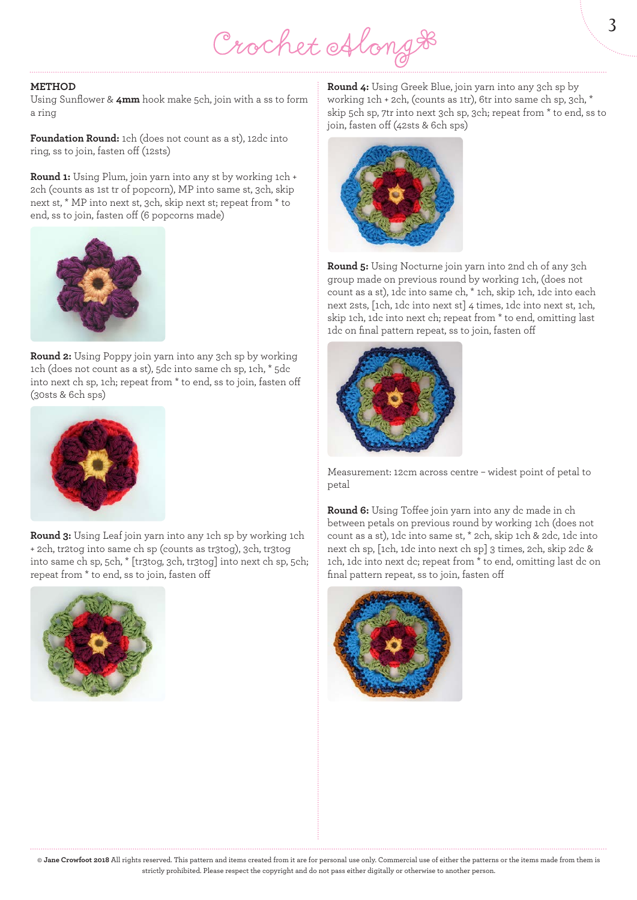**METHOD**
Using Sunflower & **4mm** hook make 5ch, join with a ss to form a ring

**Foundation Round:** 1ch (does not count as a st), 12dc into ring, ss to join, fasten off (12sts)

**Round 1:** Using Plum, join yarn into any st by working 1ch + 2ch (counts as 1st tr of popcorn), MP into same st, 3ch, skip next st, * MP into next st, 3ch, skip next st; repeat from * to end, ss to join, fasten off (6 popcorns made)

**Round 2:** Using Poppy join yarn into any 3ch sp by working 1ch (does not count as a st), 5dc into same ch sp, 1ch, * 5dc into next ch sp, 1ch; repeat from * to end, ss to join, fasten off (30sts & 6ch sps)

**Round 3:** Using Leaf join yarn into any 1ch sp by working 1ch + 2ch, tr2tog into same ch sp (counts as tr3tog), 3ch, tr3tog into same ch sp, 5ch, * [tr3tog, 3ch, tr3tog] into next ch sp, 5ch; repeat from * to end, ss to join, fasten off

**Round 4:** Using Greek Blue, join yarn into any 3ch sp by working 1ch + 2ch, (counts as 1tr), 6tr into same ch sp, 3ch, * skip 5ch sp, 7tr into next 3ch sp, 3ch; repeat from * to end, ss to join, fasten off (42sts & 6ch sps)

**Round 5:** Using Nocturne join yarn into 2nd ch of any 3ch group made on previous round by working 1ch, (does not count as a st), 1dc into same ch, * 1ch, skip 1ch, 1dc into each next 2sts, [1ch, 1dc into next st] 4 times, 1dc into next st, 1ch, skip 1ch, 1dc into next ch; repeat from * to end, omitting last 1dc on final pattern repeat, ss to join, fasten off

Measurement: 12cm across centre – widest point of petal to petal

**Round 6:** Using Toffee join yarn into any dc made in ch between petals on previous round by working 1ch (does not count as a st), 1dc into same st, * 2ch, skip 1ch & 2dc, 1dc into next ch sp, [1ch, 1dc into next ch sp] 3 times, 2ch, skip 2dc & 1ch, 1dc into next dc; repeat from * to end, omitting last dc on final pattern repeat, ss to join, fasten off

© **Jane Crowfoot 2018** All rights reserved. This pattern and items created from it are for personal use only. Commercial use of either the patterns or the items made from them is strictly prohibited. Please respect the copyright and do not pass either digitally or otherwise to another person.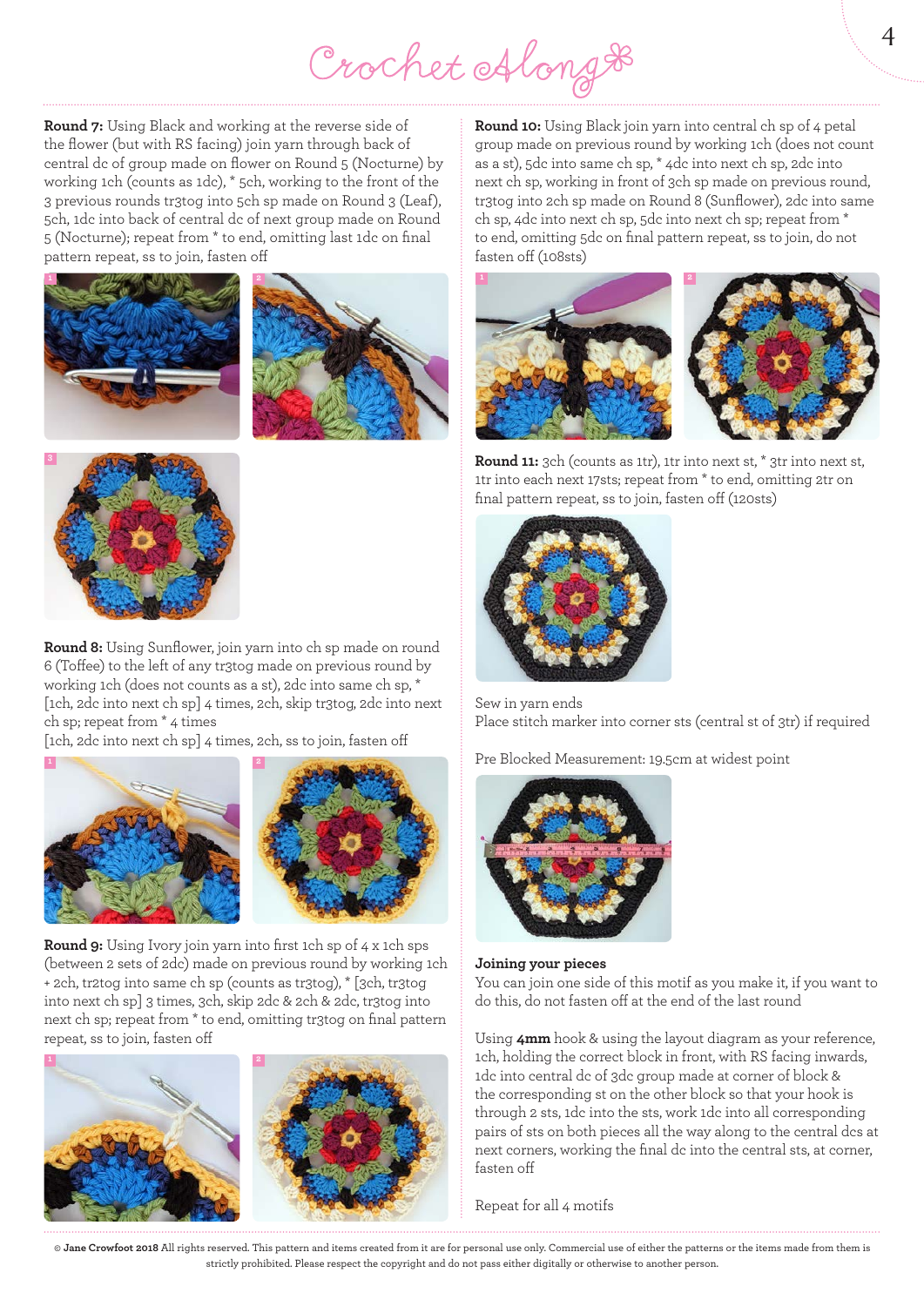**Round 7:** Using Black and working at the reverse side of the flower (but with RS facing) join yarn through back of central dc of group made on flower on Round 5 (Nocturne) by working 1ch (counts as 1dc), * 5ch, working to the front of the 3 previous rounds tr3tog into 5ch sp made on Round 3 (Leaf), 5ch, 1dc into back of central dc of next group made on Round 5 (Nocturne); repeat from * to end, omitting last 1dc on final pattern repeat, ss to join, fasten off

**Round 8:** Using Sunflower, join yarn into ch sp made on round 6 (Toffee) to the left of any tr3tog made on previous round by working 1ch (does not counts as a st), 2dc into same ch sp, * [1ch, 2dc into next ch sp] 4 times, 2ch, skip tr3tog, 2dc into next ch sp; repeat from * 4 times
[1ch, 2dc into next ch sp] 4 times, 2ch, ss to join, fasten off

**Round 9:** Using Ivory join yarn into first 1ch sp of 4 x 1ch sps (between 2 sets of 2dc) made on previous round by working 1ch + 2ch, tr2tog into same ch sp (counts as tr3tog), * [3ch, tr3tog into next ch sp] 3 times, 3ch, skip 2dc & 2ch & 2dc, tr3tog into next ch sp; repeat from * to end, omitting tr3tog on final pattern repeat, ss to join, fasten off

**Round 10:** Using Black join yarn into central ch sp of 4 petal group made on previous round by working 1ch (does not count as a st), 5dc into same ch sp, * 4dc into next ch sp, 2dc into next ch sp, working in front of 3ch sp made on previous round, tr3tog into 2ch sp made on Round 8 (Sunflower), 2dc into same ch sp, 4dc into next ch sp, 5dc into next ch sp; repeat from * to end, omitting 5dc on final pattern repeat, ss to join, do not fasten off (108sts)

**Round 11:** 3ch (counts as 1tr), 1tr into next st, * 3tr into next st, 1tr into each next 17sts; repeat from * to end, omitting 2tr on final pattern repeat, ss to join, fasten off (120sts)

Sew in yarn ends
Place stitch marker into corner sts (central st of 3tr) if required

Pre Blocked Measurement: 19.5cm at widest point

**Joining your pieces**

You can join one side of this motif as you make it, if you want to do this, do not fasten off at the end of the last round

Using **4mm** hook & using the layout diagram as your reference, 1ch, holding the correct block in front, with RS facing inwards, 1dc into central dc of 3dc group made at corner of block & the corresponding st on the other block so that your hook is through 2 sts, 1dc into the sts, work 1dc into all corresponding pairs of sts on both pieces all the way along to the central dcs at next corners, working the final dc into the central sts, at corner, fasten off

Repeat for all 4 motifs

© **Jane Crowfoot 2018** All rights reserved. This pattern and items created from it are for personal use only. Commercial use of either the patterns or the items made from them is strictly prohibited. Please respect the copyright and do not pass either digitally or otherwise to another person.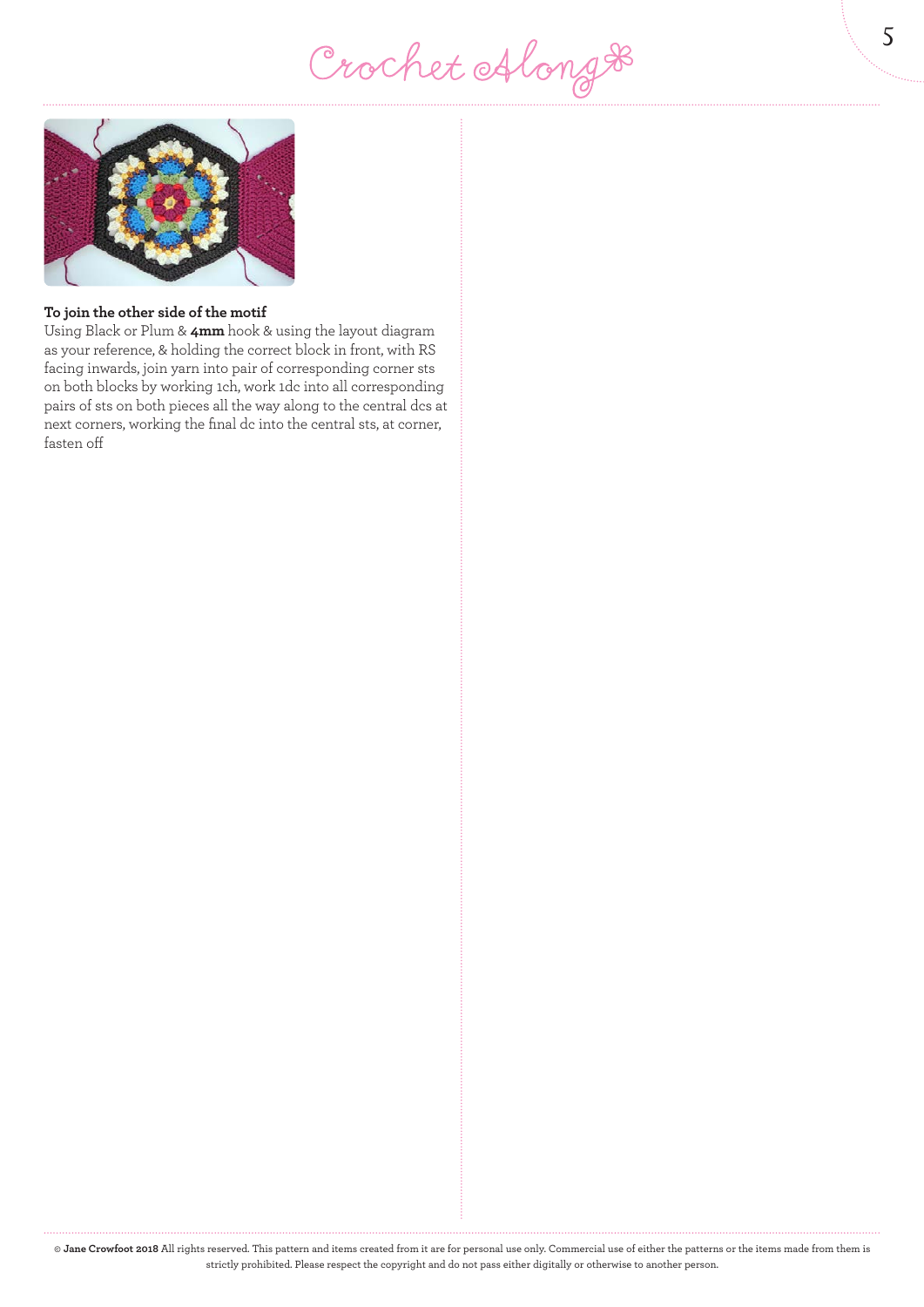**To join the other side of the motif**

Using Black or Plum & **4mm** hook & using the layout diagram as your reference, & holding the correct block in front, with RS facing inwards, join yarn into pair of corresponding corner sts on both blocks by working 1ch, work 1dc into all corresponding pairs of sts on both pieces all the way along to the central dcs at next corners, working the final dc into the central sts, at corner, fasten off

© **Jane Crowfoot 2018** All rights reserved. This pattern and items created from it are for personal use only. Commercial use of either the patterns or the items made from them is strictly prohibited. Please respect the copyright and do not pass either digitally or otherwise to another person.